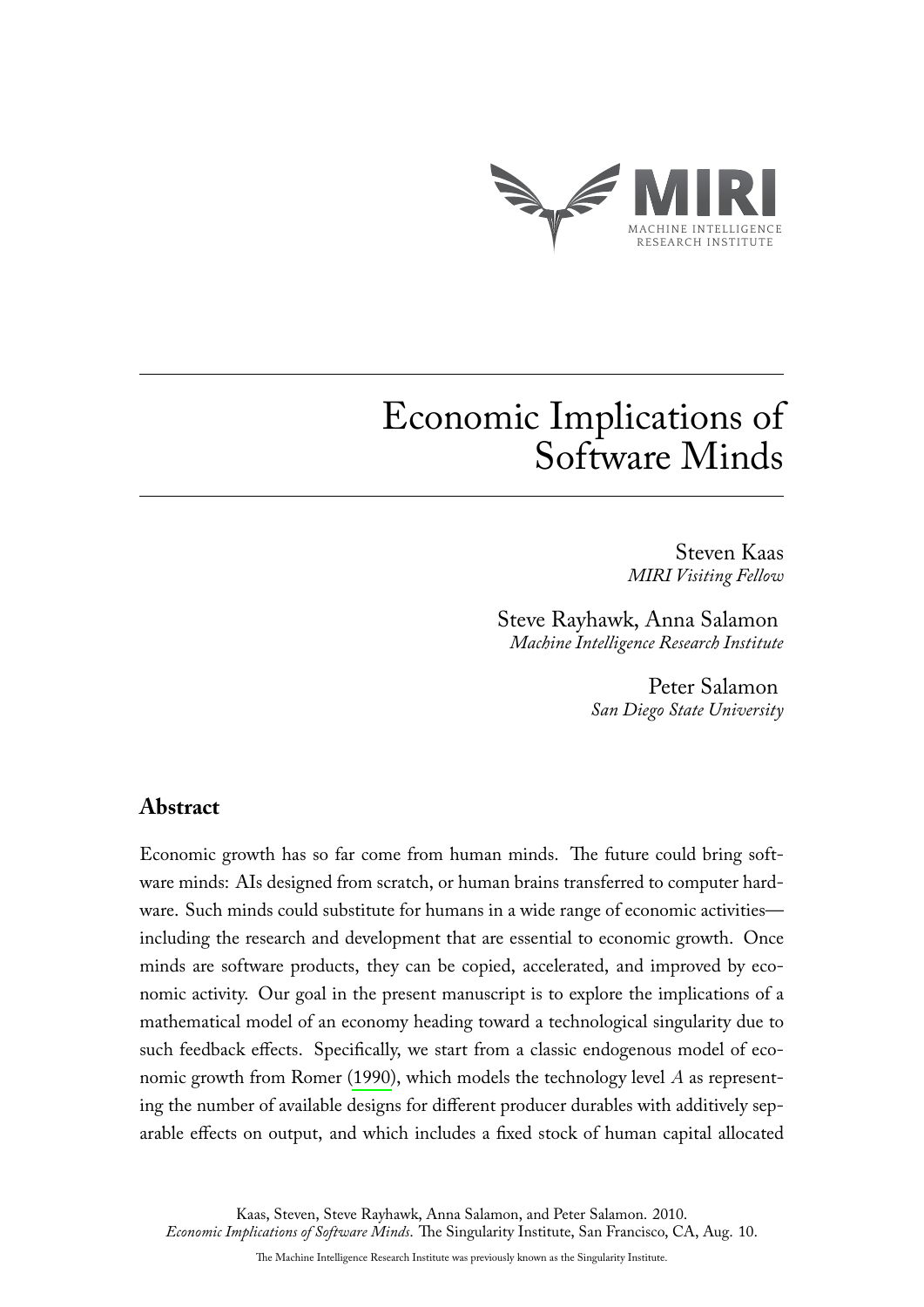# Economic Implications of Software Minds

Steven Kaas
*MIRI Visiting Fellow*

Steve Rayhawk, Anna Salamon
*Machine Intelligence Research Institute*

Peter Salamon
*San Diego State University*

## Abstract

Economic growth has so far come from human minds. The future could bring software minds: AIs designed from scratch, or human brains transferred to computer hardware. Such minds could substitute for humans in a wide range of economic activities—including the research and development that are essential to economic growth. Once minds are software products, they can be copied, accelerated, and improved by economic activity. Our goal in the present manuscript is to explore the implications of a mathematical model of an economy heading toward a technological singularity due to such feedback effects. Specifically, we start from a classic endogenous model of economic growth from Romer (1990), which models the technology level $A$ as representing the number of available designs for different producer durables with additively separable effects on output, and which includes a fixed stock of human capital allocated

Kaas, Steven, Steve Rayhawk, Anna Salamon, and Peter Salamon. 2010. *Economic Implications of Software Minds*. The Singularity Institute, San Francisco, CA, Aug. 10.

The Machine Intelligence Research Institute was previously known as the Singularity Institute.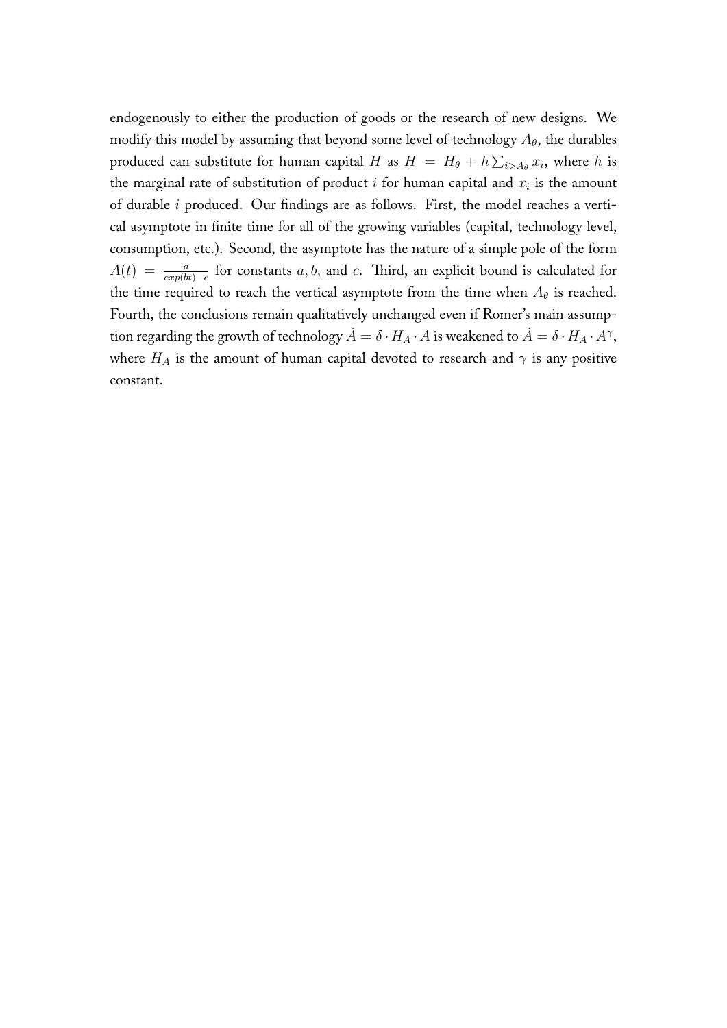endogenously to either the production of goods or the research of new designs. We modify this model by assuming that beyond some level of technology $A_\theta$, the durables produced can substitute for human capital $H$ as $H = H_\theta + h \sum_{i>A_\theta} x_i$, where $h$ is the marginal rate of substitution of product $i$ for human capital and $x_i$ is the amount of durable $i$ produced. Our findings are as follows. First, the model reaches a vertical asymptote in finite time for all of the growing variables (capital, technology level, consumption, etc.). Second, the asymptote has the nature of a simple pole of the form $A(t) = \frac{a}{exp(bt)-c}$ for constants $a, b,$ and $c$. Third, an explicit bound is calculated for the time required to reach the vertical asymptote from the time when $A_\theta$ is reached. Fourth, the conclusions remain qualitatively unchanged even if Romer's main assumption regarding the growth of technology $\dot{A} = \delta \cdot H_A \cdot A$ is weakened to $\dot{A} = \delta \cdot H_A \cdot A^\gamma$, where $H_A$ is the amount of human capital devoted to research and $\gamma$ is any positive constant.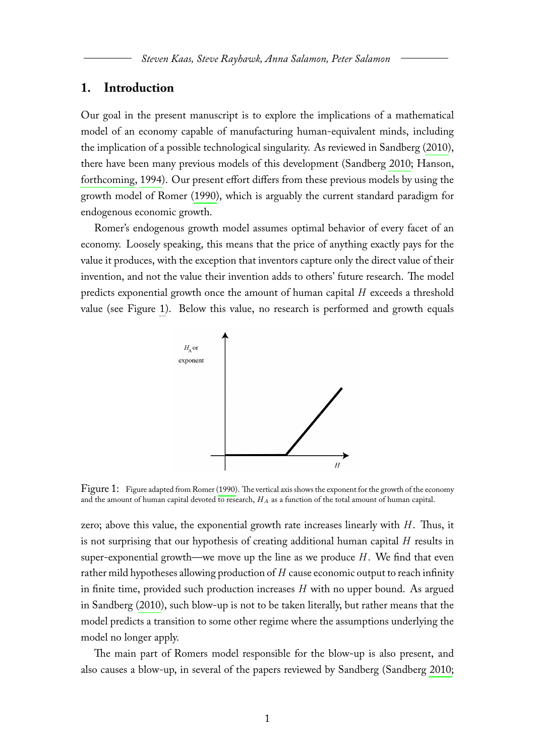## 1. Introduction

Our goal in the present manuscript is to explore the implications of a mathematical model of an economy capable of manufacturing human-equivalent minds, including the implication of a possible technological singularity. As reviewed in Sandberg (2010), there have been many previous models of this development (Sandberg 2010; Hanson, forthcoming, 1994). Our present effort differs from these previous models by using the growth model of Romer (1990), which is arguably the current standard paradigm for endogenous economic growth.

Romer's endogenous growth model assumes optimal behavior of every facet of an economy. Loosely speaking, this means that the price of anything exactly pays for the value it produces, with the exception that inventors capture only the direct value of their invention, and not the value their invention adds to others' future research. The model predicts exponential growth once the amount of human capital $H$ exceeds a threshold value (see Figure 1). Below this value, no research is performed and growth equals zero; above this value, the exponential growth rate increases linearly with $H$. Thus, it is not surprising that our hypothesis of creating additional human capital $H$ results in super-exponential growth—we move up the line as we produce $H$. We find that even rather mild hypotheses allowing production of $H$ cause economic output to reach infinity in finite time, provided such production increases $H$ with no upper bound. As argued in Sandberg (2010), such blow-up is not to be taken literally, but rather means that the model predicts a transition to some other regime where the assumptions underlying the model no longer apply.

Figure 1: Figure adapted from Romer (1990). The vertical axis shows the exponent for the growth of the economy and the amount of human capital devoted to research, $H_A$ as a function of the total amount of human capital.

The main part of Romers model responsible for the blow-up is also present, and also causes a blow-up, in several of the papers reviewed by Sandberg (Sandberg 2010;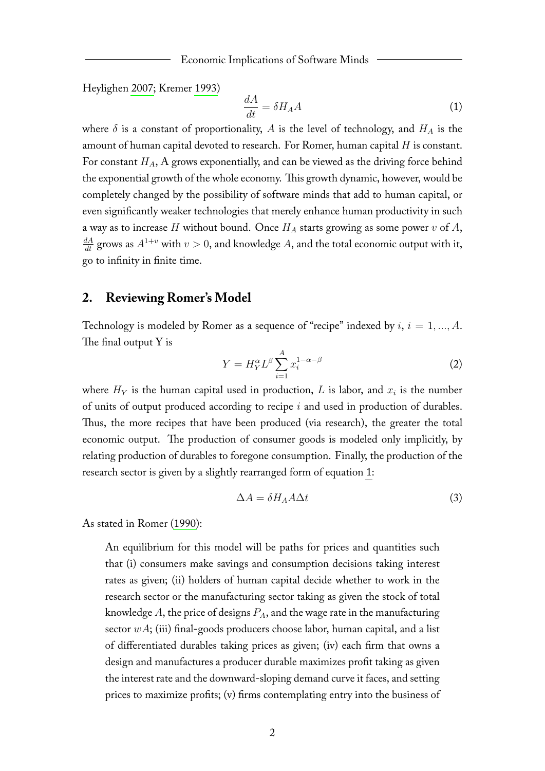Heylighen 2007; Kremer 1993)

$$\frac{dA}{dt} = \delta H_A A \tag{1}$$

where $\delta$ is a constant of proportionality, $A$ is the level of technology, and $H_A$ is the amount of human capital devoted to research. For Romer, human capital $H$ is constant. For constant $H_A$, A grows exponentially, and can be viewed as the driving force behind the exponential growth of the whole economy. This growth dynamic, however, would be completely changed by the possibility of software minds that add to human capital, or even significantly weaker technologies that merely enhance human productivity in such a way as to increase $H$ without bound. Once $H_A$ starts growing as some power $v$ of $A$, $\frac{dA}{dt}$ grows as $A^{1+v}$ with $v > 0$, and knowledge $A$, and the total economic output with it, go to infinity in finite time.

## 2. Reviewing Romer's Model

Technology is modeled by Romer as a sequence of "recipe" indexed by $i$, $i = 1, ..., A$. The final output Y is

$$Y = H_Y^{\alpha} L^{\beta} \sum_{i=1}^{A} x_i^{1-\alpha-\beta} \tag{2}$$

where $H_Y$ is the human capital used in production, $L$ is labor, and $x_i$ is the number of units of output produced according to recipe $i$ and used in production of durables. Thus, the more recipes that have been produced (via research), the greater the total economic output. The production of consumer goods is modeled only implicitly, by relating production of durables to foregone consumption. Finally, the production of the research sector is given by a slightly rearranged form of equation 1:

$$\Delta A = \delta H_A A \Delta t \tag{3}$$

As stated in Romer (1990):

> An equilibrium for this model will be paths for prices and quantities such that (i) consumers make savings and consumption decisions taking interest rates as given; (ii) holders of human capital decide whether to work in the research sector or the manufacturing sector taking as given the stock of total knowledge $A$, the price of designs $P_A$, and the wage rate in the manufacturing sector $wA$; (iii) final-goods producers choose labor, human capital, and a list of differentiated durables taking prices as given; (iv) each firm that owns a design and manufactures a producer durable maximizes profit taking as given the interest rate and the downward-sloping demand curve it faces, and setting prices to maximize profits; (v) firms contemplating entry into the business of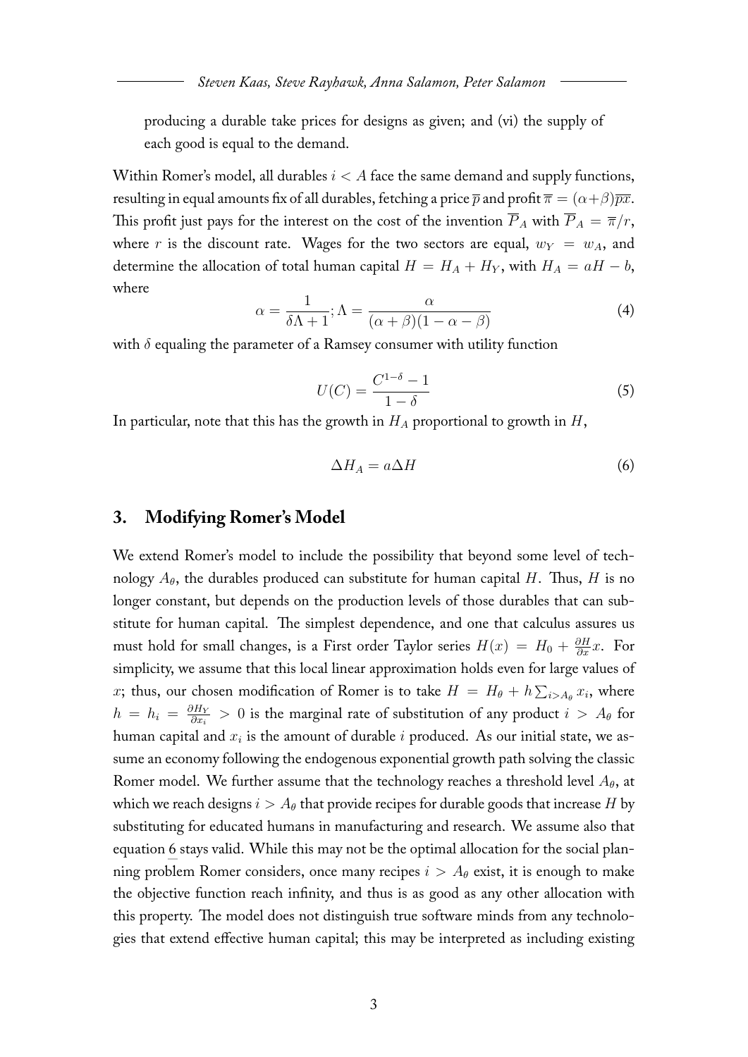producing a durable take prices for designs as given; and (vi) the supply of each good is equal to the demand.

Within Romer's model, all durables $i < A$ face the same demand and supply functions, resulting in equal amounts fix of all durables, fetching a price $\overline{p}$ and profit $\overline{\pi} = (\alpha+\beta)\overline{px}$. This profit just pays for the interest on the cost of the invention $\overline{P}_A$ with $\overline{P}_A = \overline{\pi}/r$, where $r$ is the discount rate. Wages for the two sectors are equal, $w_Y = w_A$, and determine the allocation of total human capital $H = H_A + H_Y$, with $H_A = aH - b$, where

$$\alpha = \frac{1}{\delta\Lambda + 1}; \Lambda = \frac{\alpha}{(\alpha+\beta)(1-\alpha-\beta)} \tag{4}$$

with $\delta$ equaling the parameter of a Ramsey consumer with utility function

$$U(C) = \frac{C^{1-\delta} - 1}{1-\delta} \tag{5}$$

In particular, note that this has the growth in $H_A$ proportional to growth in $H$,

$$\Delta H_A = a\Delta H \tag{6}$$

## 3. Modifying Romer's Model

We extend Romer's model to include the possibility that beyond some level of technology $A_\theta$, the durables produced can substitute for human capital $H$. Thus, $H$ is no longer constant, but depends on the production levels of those durables that can substitute for human capital. The simplest dependence, and one that calculus assures us must hold for small changes, is a First order Taylor series $H(x) = H_0 + \frac{\partial H}{\partial x}x$. For simplicity, we assume that this local linear approximation holds even for large values of $x$; thus, our chosen modification of Romer is to take $H = H_\theta + h\sum_{i>A_\theta} x_i$, where $h = h_i = \frac{\partial H_Y}{\partial x_i} > 0$ is the marginal rate of substitution of any product $i > A_\theta$ for human capital and $x_i$ is the amount of durable $i$ produced. As our initial state, we assume an economy following the endogenous exponential growth path solving the classic Romer model. We further assume that the technology reaches a threshold level $A_\theta$, at which we reach designs $i > A_\theta$ that provide recipes for durable goods that increase $H$ by substituting for educated humans in manufacturing and research. We assume also that equation 6 stays valid. While this may not be the optimal allocation for the social planning problem Romer considers, once many recipes $i > A_\theta$ exist, it is enough to make the objective function reach infinity, and thus is as good as any other allocation with this property. The model does not distinguish true software minds from any technologies that extend effective human capital; this may be interpreted as including existing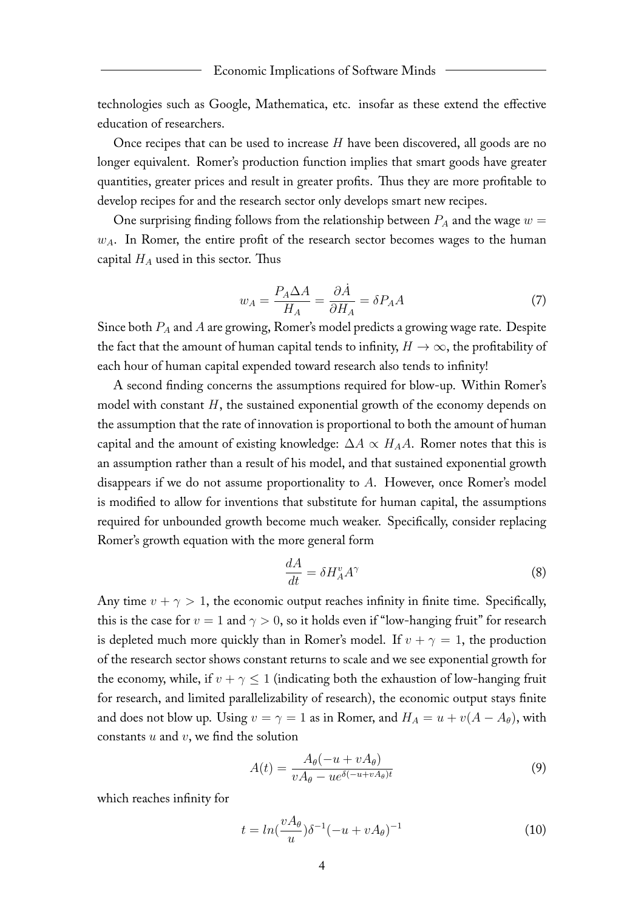technologies such as Google, Mathematica, etc. insofar as these extend the effective education of researchers.

Once recipes that can be used to increase $H$ have been discovered, all goods are no longer equivalent. Romer's production function implies that smart goods have greater quantities, greater prices and result in greater profits. Thus they are more profitable to develop recipes for and the research sector only develops smart new recipes.

One surprising finding follows from the relationship between $P_A$ and the wage $w = w_A$. In Romer, the entire profit of the research sector becomes wages to the human capital $H_A$ used in this sector. Thus

$$w_A = \frac{P_A \Delta A}{H_A} = \frac{\partial \dot{A}}{\partial H_A} = \delta P_A A \tag{7}$$

Since both $P_A$ and $A$ are growing, Romer's model predicts a growing wage rate. Despite the fact that the amount of human capital tends to infinity, $H \to \infty$, the profitability of each hour of human capital expended toward research also tends to infinity!

A second finding concerns the assumptions required for blow-up. Within Romer's model with constant $H$, the sustained exponential growth of the economy depends on the assumption that the rate of innovation is proportional to both the amount of human capital and the amount of existing knowledge: $\Delta A \propto H_A A$. Romer notes that this is an assumption rather than a result of his model, and that sustained exponential growth disappears if we do not assume proportionality to $A$. However, once Romer's model is modified to allow for inventions that substitute for human capital, the assumptions required for unbounded growth become much weaker. Specifically, consider replacing Romer's growth equation with the more general form

$$\frac{dA}{dt} = \delta H_A^{v} A^{\gamma} \tag{8}$$

Any time $v + \gamma > 1$, the economic output reaches infinity in finite time. Specifically, this is the case for $v = 1$ and $\gamma > 0$, so it holds even if "low-hanging fruit" for research is depleted much more quickly than in Romer's model. If $v + \gamma = 1$, the production of the research sector shows constant returns to scale and we see exponential growth for the economy, while, if $v + \gamma \leq 1$ (indicating both the exhaustion of low-hanging fruit for research, and limited parallelizability of research), the economic output stays finite and does not blow up. Using $v = \gamma = 1$ as in Romer, and $H_A = u + v(A - A_\theta)$, with constants $u$ and $v$, we find the solution

$$A(t) = \frac{A_\theta(-u + vA_\theta)}{vA_\theta - ue^{\delta(-u+vA_\theta)t}} \tag{9}$$

which reaches infinity for

$$t = ln(\frac{vA_\theta}{u})\delta^{-1}(-u + vA_\theta)^{-1} \tag{10}$$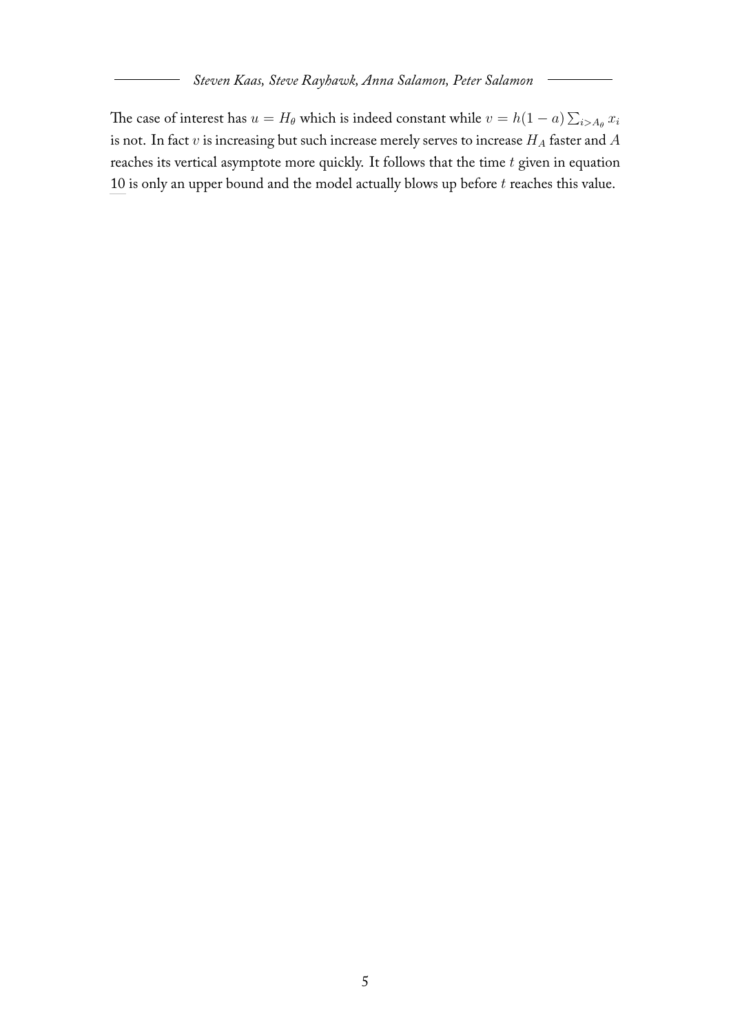The case of interest has $u = H_\theta$ which is indeed constant while $v = h(1-a)\sum_{i>A_\theta} x_i$ is not. In fact $v$ is increasing but such increase merely serves to increase $H_A$ faster and $A$ reaches its vertical asymptote more quickly. It follows that the time $t$ given in equation 10 is only an upper bound and the model actually blows up before $t$ reaches this value.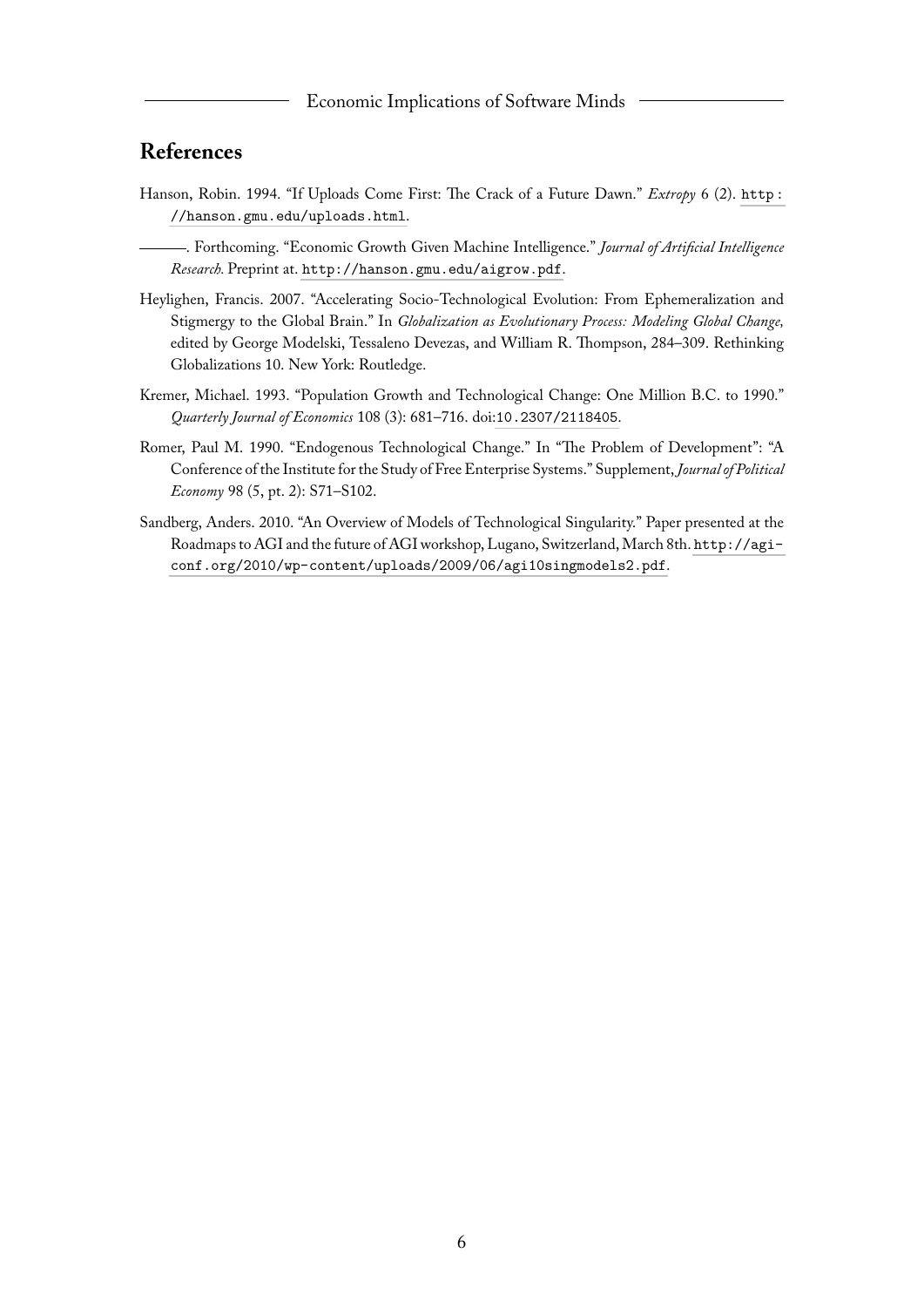## References

Hanson, Robin. 1994. "If Uploads Come First: The Crack of a Future Dawn." *Extropy* 6 (2). http://hanson.gmu.edu/uploads.html.

———. Forthcoming. "Economic Growth Given Machine Intelligence." *Journal of Artificial Intelligence Research*. Preprint at. http://hanson.gmu.edu/aigrow.pdf.

Heylighen, Francis. 2007. "Accelerating Socio-Technological Evolution: From Ephemeralization and Stigmergy to the Global Brain." In *Globalization as Evolutionary Process: Modeling Global Change,* edited by George Modelski, Tessaleno Devezas, and William R. Thompson, 284–309. Rethinking Globalizations 10. New York: Routledge.

Kremer, Michael. 1993. "Population Growth and Technological Change: One Million B.C. to 1990." *Quarterly Journal of Economics* 108 (3): 681–716. doi:10.2307/2118405.

Romer, Paul M. 1990. "Endogenous Technological Change." In "The Problem of Development": "A Conference of the Institute for the Study of Free Enterprise Systems." Supplement, *Journal of Political Economy* 98 (5, pt. 2): S71–S102.

Sandberg, Anders. 2010. "An Overview of Models of Technological Singularity." Paper presented at the Roadmaps to AGI and the future of AGI workshop, Lugano, Switzerland, March 8th. http://agi-conf.org/2010/wp-content/uploads/2009/06/agi10singmodels2.pdf.